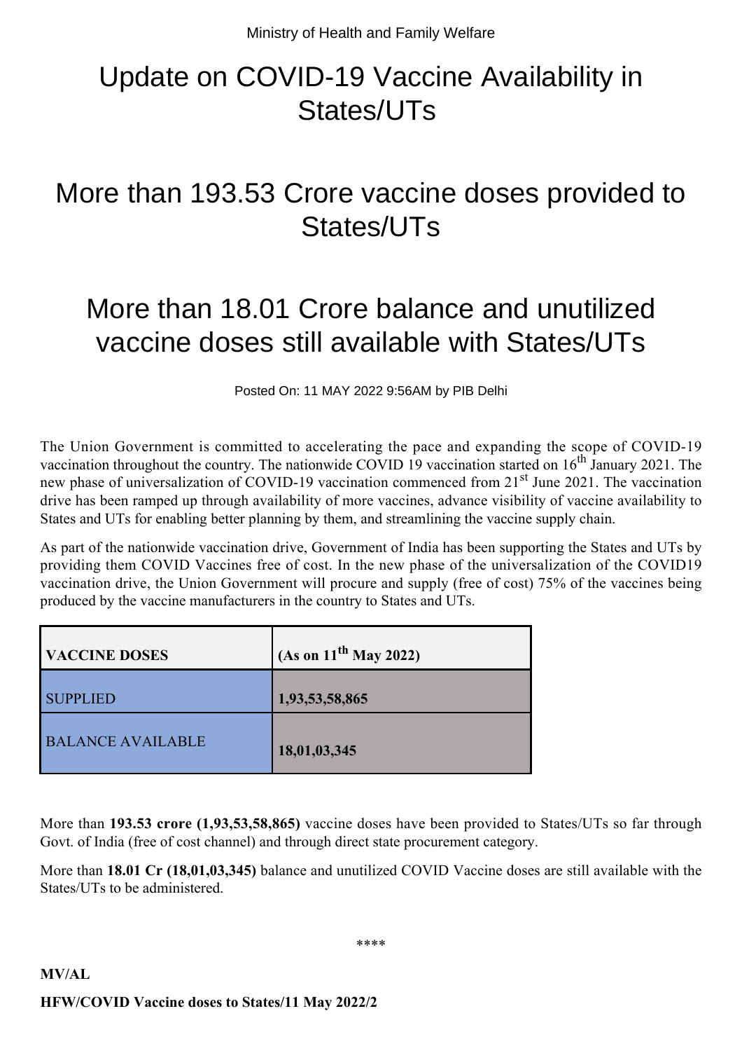Ministry of Health and Family Welfare

# Update on COVID-19 Vaccine Availability in States/UTs

# More than 193.53 Crore vaccine doses provided to States/UTs

# More than 18.01 Crore balance and unutilized vaccine doses still available with States/UTs

Posted On: 11 MAY 2022 9:56AM by PIB Delhi

The Union Government is committed to accelerating the pace and expanding the scope of COVID-19 vaccination throughout the country. The nationwide COVID 19 vaccination started on 16th January 2021. The new phase of universalization of COVID-19 vaccination commenced from 21st June 2021. The vaccination drive has been ramped up through availability of more vaccines, advance visibility of vaccine availability to States and UTs for enabling better planning by them, and streamlining the vaccine supply chain.

As part of the nationwide vaccination drive, Government of India has been supporting the States and UTs by providing them COVID Vaccines free of cost. In the new phase of the universalization of the COVID19 vaccination drive, the Union Government will procure and supply (free of cost) 75% of the vaccines being produced by the vaccine manufacturers in the country to States and UTs.

| VACCINE DOSES | (As on 11th May 2022) |
|---|---|
| SUPPLIED | **1,93,53,58,865** |
| BALANCE AVAILABLE | **18,01,03,345** |

More than **193.53 crore (1,93,53,58,865)** vaccine doses have been provided to States/UTs so far through Govt. of India (free of cost channel) and through direct state procurement category.

More than **18.01 Cr (18,01,03,345)** balance and unutilized COVID Vaccine doses are still available with the States/UTs to be administered.

\*\*\*\*

**MV/AL**

**HFW/COVID Vaccine doses to States/11 May 2022/2**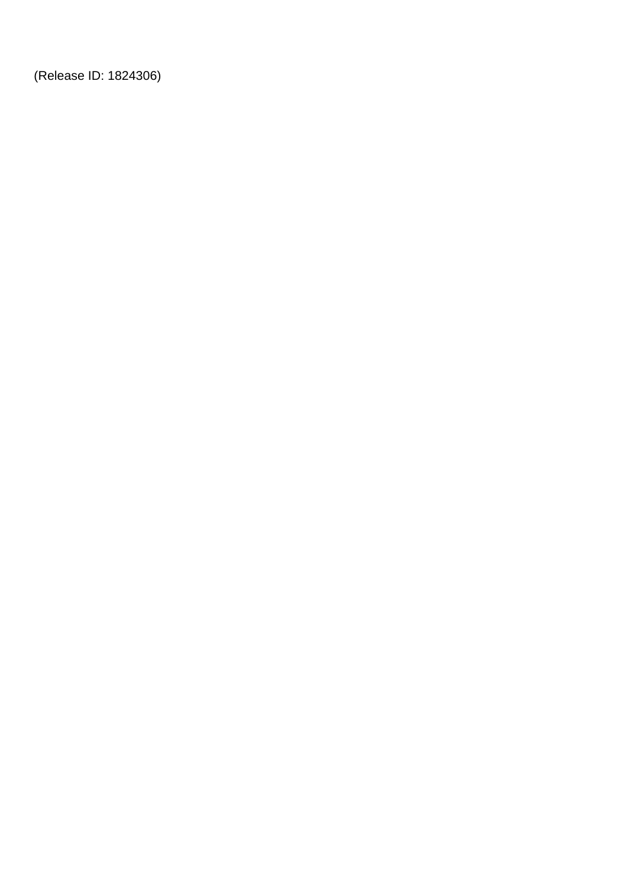(Release ID: 1824306)